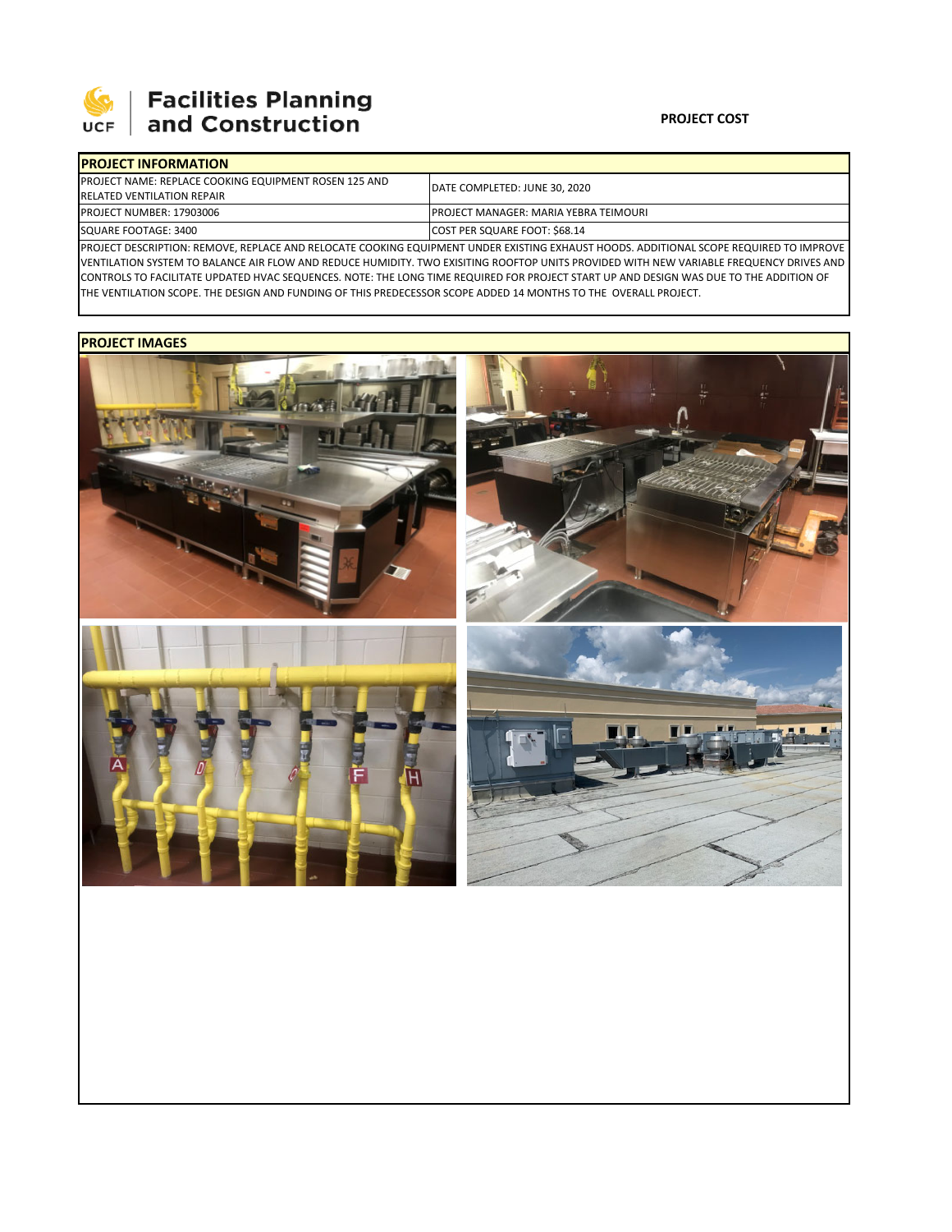**Facilities Planning and Construction**

**PROJECT COST**

## PROJECT INFORMATION

| | |
|---|---|
| PROJECT NAME: REPLACE COOKING EQUIPMENT ROSEN 125 AND RELATED VENTILATION REPAIR | DATE COMPLETED: JUNE 30, 2020 |
| PROJECT NUMBER: 17903006 | PROJECT MANAGER: MARIA YEBRA TEIMOURI |
| SQUARE FOOTAGE: 3400 | COST PER SQUARE FOOT: $68.14 |

PROJECT DESCRIPTION: REMOVE, REPLACE AND RELOCATE COOKING EQUIPMENT UNDER EXISTING EXHAUST HOODS. ADDITIONAL SCOPE REQUIRED TO IMPROVE VENTILATION SYSTEM TO BALANCE AIR FLOW AND REDUCE HUMIDITY. TWO EXISITING ROOFTOP UNITS PROVIDED WITH NEW VARIABLE FREQUENCY DRIVES AND CONTROLS TO FACILITATE UPDATED HVAC SEQUENCES. NOTE: THE LONG TIME REQUIRED FOR PROJECT START UP AND DESIGN WAS DUE TO THE ADDITION OF THE VENTILATION SCOPE. THE DESIGN AND FUNDING OF THIS PREDECESSOR SCOPE ADDED 14 MONTHS TO THE OVERALL PROJECT.

## PROJECT IMAGES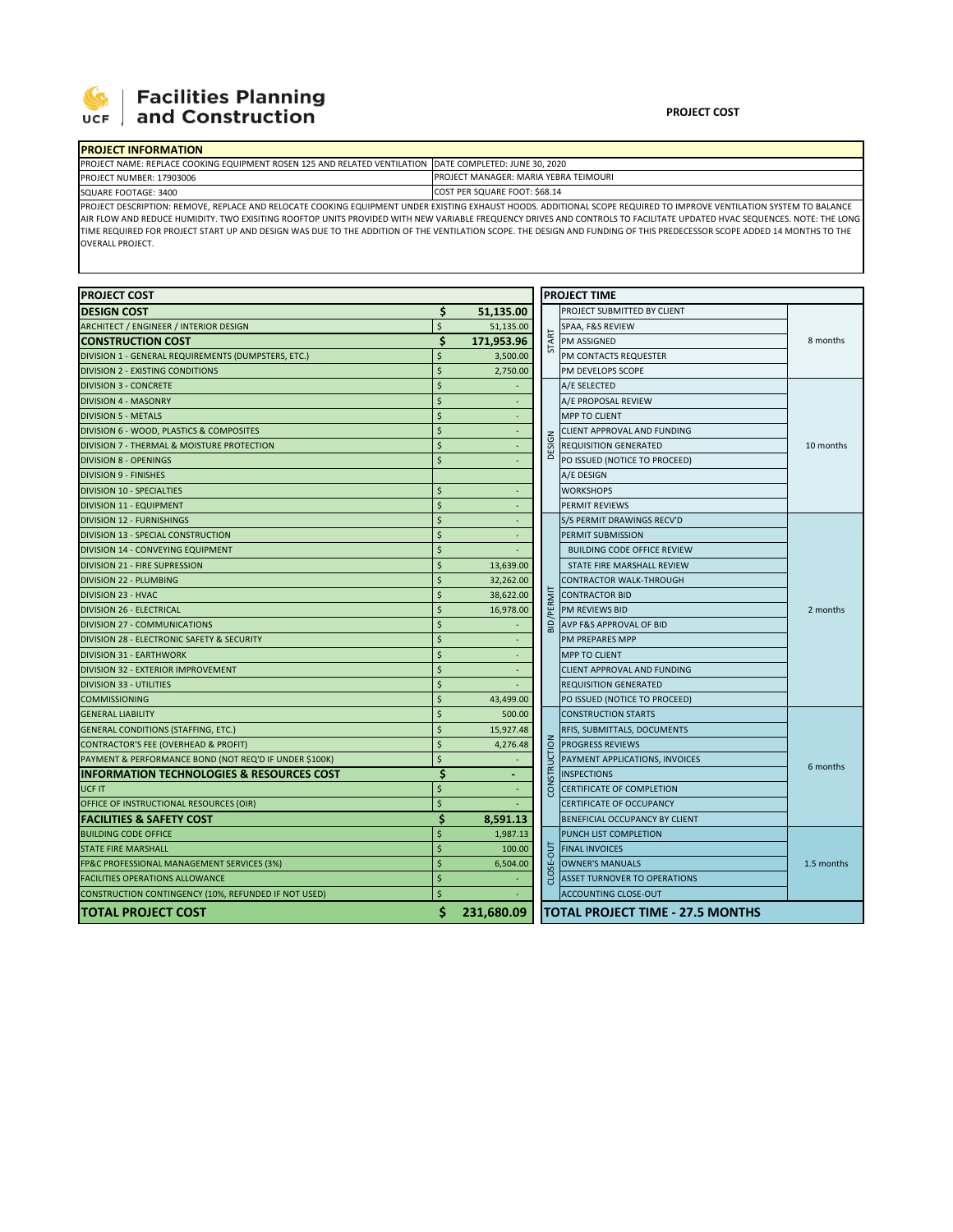**Facilities Planning and Construction**

**PROJECT COST**

| **PROJECT INFORMATION** | |
|---|---|
| PROJECT NAME: REPLACE COOKING EQUIPMENT ROSEN 125 AND RELATED VENTILATION | DATE COMPLETED: JUNE 30, 2020 |
| PROJECT NUMBER: 17903006 | PROJECT MANAGER: MARIA YEBRA TEIMOURI |
| SQUARE FOOTAGE: 3400 | COST PER SQUARE FOOT: $68.14 |

PROJECT DESCRIPTION: REMOVE, REPLACE AND RELOCATE COOKING EQUIPMENT UNDER EXISTING EXHAUST HOODS. ADDITIONAL SCOPE REQUIRED TO IMPROVE VENTILATION SYSTEM TO BALANCE AIR FLOW AND REDUCE HUMIDITY. TWO EXISITING ROOFTOP UNITS PROVIDED WITH NEW VARIABLE FREQUENCY DRIVES AND CONTROLS TO FACILITATE UPDATED HVAC SEQUENCES. NOTE: THE LONG TIME REQUIRED FOR PROJECT START UP AND DESIGN WAS DUE TO THE ADDITION OF THE VENTILATION SCOPE. THE DESIGN AND FUNDING OF THIS PREDECESSOR SCOPE ADDED 14 MONTHS TO THE OVERALL PROJECT.

| **PROJECT COST** | | |
|---|---|---|
| **DESIGN COST** | **$** | **51,135.00** |
| ARCHITECT / ENGINEER / INTERIOR DESIGN | $ | 51,135.00 |
| **CONSTRUCTION COST** | **$** | **171,953.96** |
| DIVISION 1 - GENERAL REQUIREMENTS (DUMPSTERS, ETC.) | $ | 3,500.00 |
| DIVISION 2 - EXISTING CONDITIONS | $ | 2,750.00 |
| DIVISION 3 - CONCRETE | $ | - |
| DIVISION 4 - MASONRY | $ | - |
| DIVISION 5 - METALS | $ | - |
| DIVISION 6 - WOOD, PLASTICS & COMPOSITES | $ | - |
| DIVISION 7 - THERMAL & MOISTURE PROTECTION | $ | - |
| DIVISION 8 - OPENINGS | $ | - |
| DIVISION 9 - FINISHES | | |
| DIVISION 10 - SPECIALTIES | $ | - |
| DIVISION 11 - EQUIPMENT | $ | - |
| DIVISION 12 - FURNISHINGS | $ | - |
| DIVISION 13 - SPECIAL CONSTRUCTION | $ | - |
| DIVISION 14 - CONVEYING EQUIPMENT | $ | - |
| DIVISION 21 - FIRE SUPRESSION | $ | 13,639.00 |
| DIVISION 22 - PLUMBING | $ | 32,262.00 |
| DIVISION 23 - HVAC | $ | 38,622.00 |
| DIVISION 26 - ELECTRICAL | $ | 16,978.00 |
| DIVISION 27 - COMMUNICATIONS | $ | - |
| DIVISION 28 - ELECTRONIC SAFETY & SECURITY | $ | - |
| DIVISION 31 - EARTHWORK | $ | - |
| DIVISION 32 - EXTERIOR IMPROVEMENT | $ | - |
| DIVISION 33 - UTILITIES | $ | - |
| COMMISSIONING | $ | 43,499.00 |
| GENERAL LIABILITY | $ | 500.00 |
| GENERAL CONDITIONS (STAFFING, ETC.) | $ | 15,927.48 |
| CONTRACTOR'S FEE (OVERHEAD & PROFIT) | $ | 4,276.48 |
| PAYMENT & PERFORMANCE BOND (NOT REQ'D IF UNDER $100K) | $ | - |
| **INFORMATION TECHNOLOGIES & RESOURCES COST** | **$** | **-** |
| UCF IT | $ | - |
| OFFICE OF INSTRUCTIONAL RESOURCES (OIR) | $ | - |
| **FACILITIES & SAFETY COST** | **$** | **8,591.13** |
| BUILDING CODE OFFICE | $ | 1,987.13 |
| STATE FIRE MARSHALL | $ | 100.00 |
| FP&C PROFESSIONAL MANAGEMENT SERVICES (3%) | $ | 6,504.00 |
| FACILITIES OPERATIONS ALLOWANCE | $ | - |
| CONSTRUCTION CONTINGENCY (10%, REFUNDED IF NOT USED) | $ | - |
| **TOTAL PROJECT COST** | **$** | **231,680.09** |

| **PROJECT TIME** | | |
|---|---|---|
| START | PROJECT SUBMITTED BY CLIENT | 8 months |
| | SPAA, F&S REVIEW | |
| | PM ASSIGNED | |
| | PM CONTACTS REQUESTER | |
| | PM DEVELOPS SCOPE | |
| DESIGN | A/E SELECTED | 10 months |
| | A/E PROPOSAL REVIEW | |
| | MPP TO CLIENT | |
| | CLIENT APPROVAL AND FUNDING | |
| | REQUISITION GENERATED | |
| | PO ISSUED (NOTICE TO PROCEED) | |
| | A/E DESIGN | |
| | WORKSHOPS | |
| | PERMIT REVIEWS | |
| BID/PERMIT | S/S PERMIT DRAWINGS RECV'D | 2 months |
| | PERMIT SUBMISSION | |
| | BUILDING CODE OFFICE REVIEW | |
| | STATE FIRE MARSHALL REVIEW | |
| | CONTRACTOR WALK-THROUGH | |
| | CONTRACTOR BID | |
| | PM REVIEWS BID | |
| | AVP F&S APPROVAL OF BID | |
| | PM PREPARES MPP | |
| | MPP TO CLIENT | |
| | CLIENT APPROVAL AND FUNDING | |
| | REQUISITION GENERATED | |
| | PO ISSUED (NOTICE TO PROCEED) | |
| CONSTRUCTION | CONSTRUCTION STARTS | 6 months |
| | RFIS, SUBMITTALS, DOCUMENTS | |
| | PROGRESS REVIEWS | |
| | PAYMENT APPLICATIONS, INVOICES | |
| | INSPECTIONS | |
| | CERTIFICATE OF COMPLETION | |
| | CERTIFICATE OF OCCUPANCY | |
| | BENEFICIAL OCCUPANCY BY CLIENT | |
| CLOSE-OUT | PUNCH LIST COMPLETION | 1.5 months |
| | FINAL INVOICES | |
| | OWNER'S MANUALS | |
| | ASSET TURNOVER TO OPERATIONS | |
| | ACCOUNTING CLOSE-OUT | |
| **TOTAL PROJECT TIME - 27.5 MONTHS** | | |